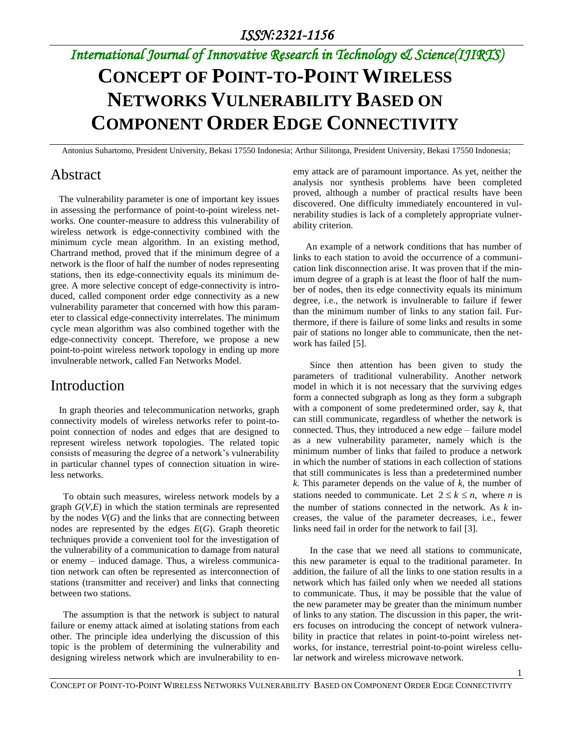# CONCEPT OF POINT-TO-POINT WIRELESS NETWORKS VULNERABILITY BASED ON COMPONENT ORDER EDGE CONNECTIVITY

Antonius Suhartomo, President University, Bekasi 17550 Indonesia; Arthur Silitonga, President University, Bekasi 17550 Indonesia;

## Abstract

The vulnerability parameter is one of important key issues in assessing the performance of point-to-point wireless networks. One counter-measure to address this vulnerability of wireless network is edge-connectivity combined with the minimum cycle mean algorithm. In an existing method, Chartrand method, proved that if the minimum degree of a network is the floor of half the number of nodes representing stations, then its edge-connectivity equals its minimum degree. A more selective concept of edge-connectivity is introduced, called component order edge connectivity as a new vulnerability parameter that concerned with how this parameter to classical edge-connectivity interrelates. The minimum cycle mean algorithm was also combined together with the edge-connectivity concept. Therefore, we propose a new point-to-point wireless network topology in ending up more invulnerable network, called Fan Networks Model.

## Introduction

In graph theories and telecommunication networks, graph connectivity models of wireless networks refer to point-to-point connection of nodes and edges that are designed to represent wireless network topologies. The related topic consists of measuring the degree of a network's vulnerability in particular channel types of connection situation in wireless networks.

To obtain such measures, wireless network models by a graph $G(V,E)$ in which the station terminals are represented by the nodes $V(G)$ and the links that are connecting between nodes are represented by the edges $E(G)$. Graph theoretic techniques provide a convenient tool for the investigation of the vulnerability of a communication to damage from natural or enemy – induced damage. Thus, a wireless communication network can often be represented as interconnection of stations (transmitter and receiver) and links that connecting between two stations.

The assumption is that the network is subject to natural failure or enemy attack aimed at isolating stations from each other. The principle idea underlying the discussion of this topic is the problem of determining the vulnerability and designing wireless network which are invulnerability to enemy attack are of paramount importance. As yet, neither the analysis nor synthesis problems have been completed proved, although a number of practical results have been discovered. One difficulty immediately encountered in vulnerability studies is lack of a completely appropriate vulnerability criterion.

An example of a network conditions that has number of links to each station to avoid the occurrence of a communication link disconnection arise. It was proven that if the minimum degree of a graph is at least the floor of half the number of nodes, then its edge connectivity equals its minimum degree, i.e., the network is invulnerable to failure if fewer than the minimum number of links to any station fail. Furthermore, if there is failure of some links and results in some pair of stations no longer able to communicate, then the network has failed [5].

Since then attention has been given to study the parameters of traditional vulnerability. Another network model in which it is not necessary that the surviving edges form a connected subgraph as long as they form a subgraph with a component of some predetermined order, say $k$, that can still communicate, regardless of whether the network is connected. Thus, they introduced a new edge – failure model as a new vulnerability parameter, namely which is the minimum number of links that failed to produce a network in which the number of stations in each collection of stations that still communicates is less than a predetermined number $k$. This parameter depends on the value of $k$, the number of stations needed to communicate. Let $2 \leq k \leq n$, where $n$ is the number of stations connected in the network. As $k$ increases, the value of the parameter decreases, i.e., fewer links need fail in order for the network to fail [3].

In the case that we need all stations to communicate, this new parameter is equal to the traditional parameter. In addition, the failure of all the links to one station results in a network which has failed only when we needed all stations to communicate. Thus, it may be possible that the value of the new parameter may be greater than the minimum number of links to any station. The discussion in this paper, the writers focuses on introducing the concept of network vulnerability in practice that relates in point-to-point wireless networks, for instance, terrestrial point-to-point wireless cellular network and wireless microwave network.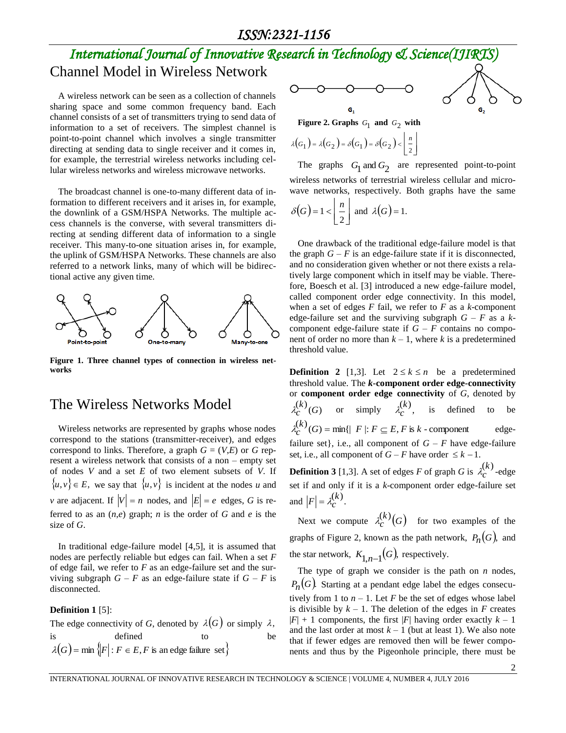## Channel Model in Wireless Network

A wireless network can be seen as a collection of channels sharing space and some common frequency band. Each channel consists of a set of transmitters trying to send data of information to a set of receivers. The simplest channel is point-to-point channel which involves a single transmitter directing at sending data to single receiver and it comes in, for example, the terrestrial wireless networks including cellular wireless networks and wireless microwave networks.

The broadcast channel is one-to-many different data of information to different receivers and it arises in, for example, the downlink of a GSM/HSPA Networks. The multiple access channels is the converse, with several transmitters directing at sending different data of information to a single receiver. This many-to-one situation arises in, for example, the uplink of GSM/HSPA Networks. These channels are also referred to a network links, many of which will be bidirectional active any given time.

**Figure 1. Three channel types of connection in wireless networks**

## The Wireless Networks Model

Wireless networks are represented by graphs whose nodes correspond to the stations (transmitter-receiver), and edges correspond to links. Therefore, a graph $G = (V,E)$ or $G$ represent a wireless network that consists of a non – empty set of nodes $V$ and a set $E$ of two element subsets of $V$. If $\{u,v\} \in E,$ we say that $\{u,v\}$ is incident at the nodes $u$ and $v$ are adjacent. If $|V| = n$ nodes, and $|E| = e$ edges, $G$ is referred to as an $(n,e)$ graph; $n$ is the order of $G$ and $e$ is the size of $G$.

In traditional edge-failure model [4,5], it is assumed that nodes are perfectly reliable but edges can fail. When a set $F$ of edge fail, we refer to $F$ as an edge-failure set and the surviving subgraph $G – F$ as an edge-failure state if $G – F$ is disconnected.

**Definition 1** [5]:

The edge connectivity of $G$, denoted by $\lambda(G)$ or simply $\lambda$, is defined to be $\lambda(G) = \min\{|F| : F \in E, F \text{ is an edge failure set}\}$

**Figure 2. Graphs $G_1$ and $G_2$ with** $\lambda(G_1) = \lambda(G_2) = \delta(G_1) = \delta(G_2) < \left\lfloor \frac{n}{2} \right\rfloor$

The graphs $G_1$ and $G_2$ are represented point-to-point wireless networks of terrestrial wireless cellular and microwave networks, respectively. Both graphs have the same $\delta(G) = 1 < \left\lfloor \frac{n}{2} \right\rfloor$ and $\lambda(G) = 1.$

One drawback of the traditional edge-failure model is that the graph $G – F$ is an edge-failure state if it is disconnected, and no consideration given whether or not there exists a relatively large component which in itself may be viable. Therefore, Boesch et al. [3] introduced a new edge-failure model, called component order edge connectivity. In this model, when a set of edges $F$ fail, we refer to $F$ as a $k$-component edge-failure set and the surviving subgraph $G – F$ as a $k$-component edge-failure state if $G – F$ contains no component of order no more than $k – 1$, where $k$ is a predetermined threshold value.

**Definition 2** [1,3]. Let $2 \le k \le n$ be a predetermined threshold value. The ***k*-component order edge-connectivity** or **component order edge connectivity** of $G$, denoted by $\lambda_c^{(k)}(G)$ or simply $\lambda_c^{(k)}$, is defined to be $\lambda_c^{(k)}(G) = \min\{|F| : F \subseteq E, F \text{ is } k\text{-component}$ edge-failure set$\}$, i.e., all component of $G – F$ have edge-failure set, i.e., all component of $G – F$ have order $\le k - 1$.

**Definition 3** [1,3]. A set of edges $F$ of graph $G$ is $\lambda_c^{(k)}$-edge set if and only if it is a $k$-component order edge-failure set and $|F| = \lambda_c^{(k)}$.

Next we compute $\lambda_c^{(k)}(G)$ for two examples of the graphs of Figure 2, known as the path network, $P_n(G)$, and the star network, $K_{1,n-1}(G)$, respectively.

The type of graph we consider is the path on $n$ nodes, $P_n(G)$. Starting at a pendant edge label the edges consecutively from 1 to $n – 1$. Let $F$ be the set of edges whose label is divisible by $k – 1$. The deletion of the edges in $F$ creates $|F| + 1$ components, the first $|F|$ having order exactly $k – 1$ and the last order at most $k – 1$ (but at least 1). We also note that if fewer edges are removed then will be fewer components and thus by the Pigeonhole principle, there must be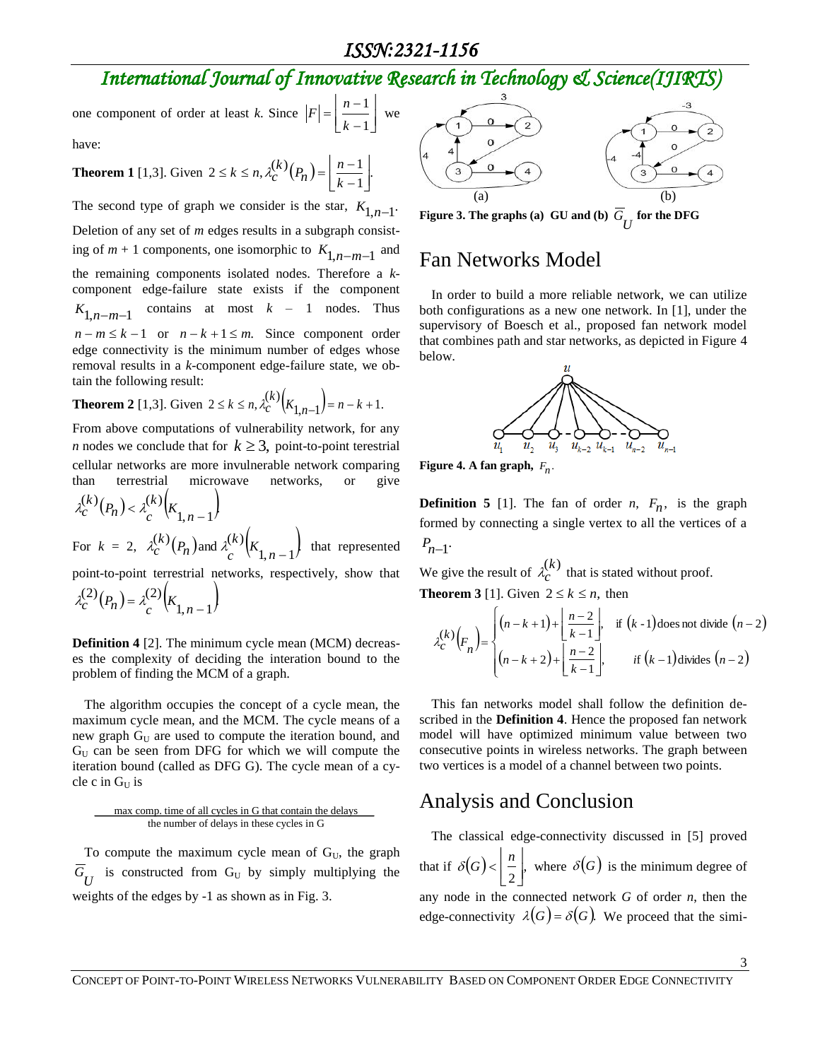one component of order at least *k*. Since $|F| = \left\lfloor \frac{n-1}{k-1} \right\rfloor$ we have:

**Theorem 1** [1,3]. Given $2 \le k \le n, \lambda_c^{(k)}(P_n) = \left\lfloor \frac{n-1}{k-1} \right\rfloor.$

The second type of graph we consider is the star, $K_{1,n-1}$. Deletion of any set of *m* edges results in a subgraph consisting of *m* + 1 components, one isomorphic to $K_{1,n-m-1}$ and the remaining components isolated nodes. Therefore a *k*-component edge-failure state exists if the component $K_{1,n-m-1}$ contains at most *k* – 1 nodes. Thus $n - m \le k - 1$ or $n - k + 1 \le m.$ Since component order edge connectivity is the minimum number of edges whose removal results in a *k*-component edge-failure state, we obtain the following result:

**Theorem 2** [1,3]. Given $2 \le k \le n, \lambda_c^{(k)}\left(K_{1,n-1}\right) = n - k + 1.$

From above computations of vulnerability network, for any *n* nodes we conclude that for $k \ge 3,$ point-to-point terestrial cellular networks are more invulnerable network comparing than terestrial microwave networks, or give $\lambda_c^{(k)}(P_n) < \lambda_c^{(k)}\left(K_{1,n-1}\right)$

For $k = 2,$ $\lambda_c^{(k)}(P_n)$ and $\lambda_c^{(k)}\left(K_{1,n-1}\right)$ that represented point-to-point terestrial networks, respectively, show that $\lambda_c^{(2)}(P_n) = \lambda_c^{(2)}\left(K_{1,n-1}\right)$

**Definition 4** [2]. The minimum cycle mean (MCM) decreases the complexity of deciding the interation bound to the problem of finding the MCM of a graph.

The algorithm occupies the concept of a cycle mean, the maximum cycle mean, and the MCM. The cycle means of a new graph $G_U$ are used to compute the iteration bound, and $G_U$ can be seen from DFG for which we will compute the iteration bound (called as DFG G). The cycle mean of a cycle c in $G_U$ is

$$\frac{\text{max comp. time of all cycles in G that contain the delays}}{\text{the number of delays in these cycles in G}}$$

To compute the maximum cycle mean of $G_U$, the graph $\overline{G}_U$ is constructed from $G_U$ by simply multiplying the weights of the edges by -1 as shown as in Fig. 3.

**Figure 3. The graphs (a) GU and (b) $\overline{G}_U$ for the DFG**

## Fan Networks Model

In order to build a more reliable network, we can utilize both configurations as a new one network. In [1], under the supervisory of Boesch et al., proposed fan network model that combines path and star networks, as depicted in Figure 4 below.

**Figure 4. A fan graph, $F_n$.**

**Definition 5** [1]. The fan of order *n*, $F_n$, is the graph formed by connecting a single vertex to all the vertices of a $P_{n-1}$.

We give the result of $\lambda_c^{(k)}$ that is stated without proof.

**Theorem 3** [1]. Given $2 \le k \le n,$ then

$$\lambda_c^{(k)}\left(F_n\right) = \begin{cases} (n-k+1) + \left\lfloor \frac{n-2}{k-1} \right\rfloor, & \text{if } (k-1) \text{ does not divide } (n-2) \\ (n-k+2) + \left\lfloor \frac{n-2}{k-1} \right\rfloor, & \text{if } (k-1) \text{ divides } (n-2) \end{cases}$$

This fan networks model shall follow the definition described in the **Definition 4**. Hence the proposed fan network model will have optimized minimum value between two consecutive points in wireless networks. The graph between two vertices is a model of a channel between two points.

## Analysis and Conclusion

The classical edge-connectivity discussed in [5] proved that if $\delta(G) < \left\lfloor \frac{n}{2} \right\rfloor,$ where $\delta(G)$ is the minimum degree of any node in the connected network *G* of order *n*, then the edge-connectivity $\lambda(G) = \delta(G).$ We proceed that the simi-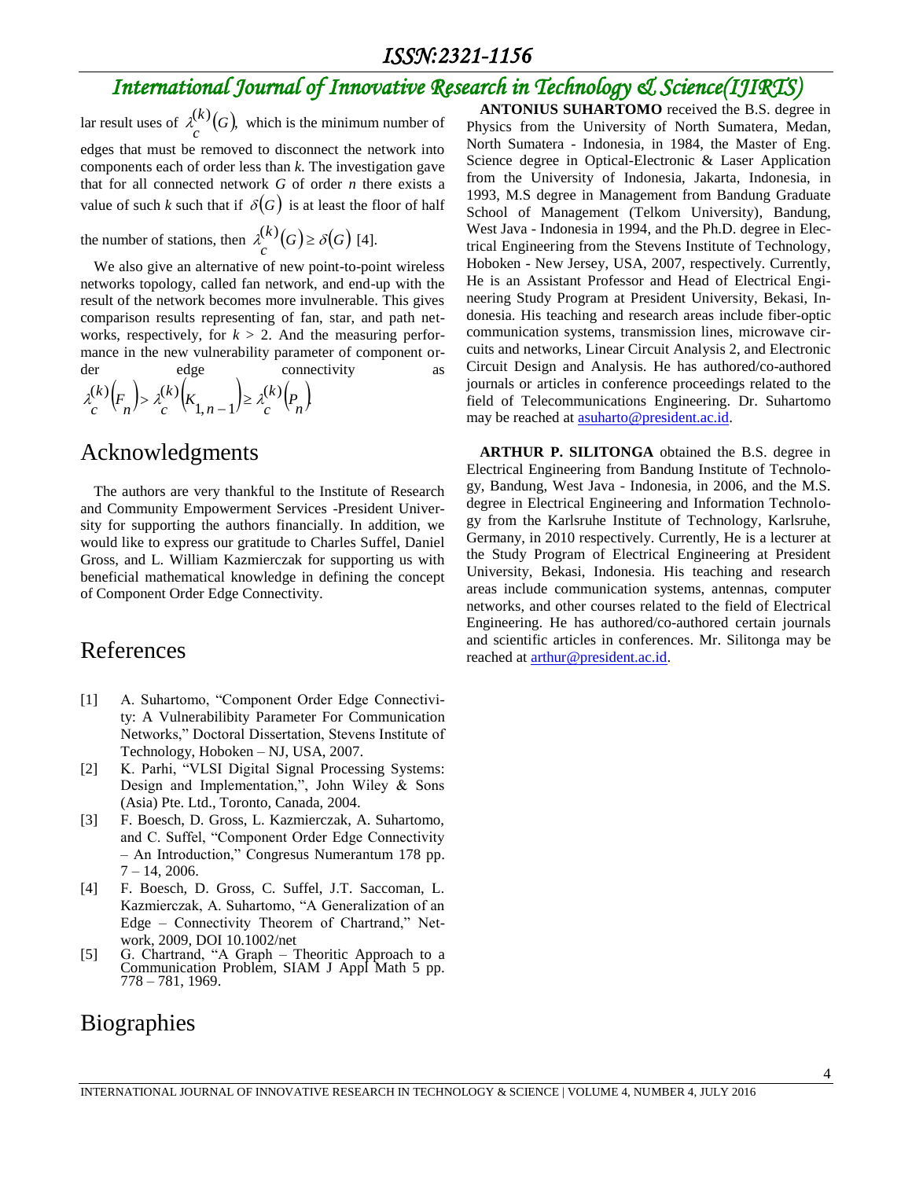lar result uses of $\lambda_c^{(k)}(G)$, which is the minimum number of edges that must be removed to disconnect the network into components each of order less than *k*. The investigation gave that for all connected network *G* of order *n* there exists a value of such *k* such that if $\delta(G)$ is at least the floor of half the number of stations, then $\lambda_c^{(k)}(G) \geq \delta(G)$ [4].

We also give an alternative of new point-to-point wireless networks topology, called fan network, and end-up with the result of the network becomes more invulnerable. This gives comparison results representing of fan, star, and path networks, respectively, for $k > 2$. And the measuring performance in the new vulnerability parameter of component order edge connectivity as $\lambda_c^{(k)}(F_n) > \lambda_c^{(k)}(K_{1,n-1}) \geq \lambda_c^{(k)}(P_n)$.

## Acknowledgments

The authors are very thankful to the Institute of Research and Community Empowerment Services -President University for supporting the authors financially. In addition, we would like to express our gratitude to Charles Suffel, Daniel Gross, and L. William Kazmierczak for supporting us with beneficial mathematical knowledge in defining the concept of Component Order Edge Connectivity.

## References

[1] A. Suhartomo, "Component Order Edge Connectivity: A Vulnerabilibity Parameter For Communication Networks," Doctoral Dissertation, Stevens Institute of Technology, Hoboken – NJ, USA, 2007.

[2] K. Parhi, "VLSI Digital Signal Processing Systems: Design and Implementation,", John Wiley & Sons (Asia) Pte. Ltd., Toronto, Canada, 2004.

[3] F. Boesch, D. Gross, L. Kazmierczak, A. Suhartomo, and C. Suffel, "Component Order Edge Connectivity – An Introduction," Congresus Numerantum 178 pp. 7 – 14, 2006.

[4] F. Boesch, D. Gross, C. Suffel, J.T. Saccoman, L. Kazmierczak, A. Suhartomo, "A Generalization of an Edge – Connectivity Theorem of Chartrand," Network, 2009, DOI 10.1002/net

[5] G. Chartrand, "A Graph – Theoritic Approach to a Communication Problem, SIAM J Appl Math 5 pp. 778 – 781, 1969.

## Biographies

**ANTONIUS SUHARTOMO** received the B.S. degree in Physics from the University of North Sumatera, Medan, North Sumatera - Indonesia, in 1984, the Master of Eng. Science degree in Optical-Electronic & Laser Application from the University of Indonesia, Jakarta, Indonesia, in 1993, M.S degree in Management from Bandung Graduate School of Management (Telkom University), Bandung, West Java - Indonesia in 1994, and the Ph.D. degree in Electrical Engineering from the Stevens Institute of Technology, Hoboken - New Jersey, USA, 2007, respectively. Currently, He is an Assistant Professor and Head of Electrical Engineering Study Program at President University, Bekasi, Indonesia. His teaching and research areas include fiber-optic communication systems, transmission lines, microwave circuits and networks, Linear Circuit Analysis 2, and Electronic Circuit Design and Analysis. He has authored/co-authored journals or articles in conference proceedings related to the field of Telecommunications Engineering. Dr. Suhartomo may be reached at asuharto@president.ac.id.

**ARTHUR P. SILITONGA** obtained the B.S. degree in Electrical Engineering from Bandung Institute of Technology, Bandung, West Java - Indonesia, in 2006, and the M.S. degree in Electrical Engineering and Information Technology from the Karlsruhe Institute of Technology, Karlsruhe, Germany, in 2010 respectively. Currently, He is a lecturer at the Study Program of Electrical Engineering at President University, Bekasi, Indonesia. His teaching and research areas include communication systems, antennas, computer networks, and other courses related to the field of Electrical Engineering. He has authored/co-authored certain journals and scientific articles in conferences. Mr. Silitonga may be reached at arthur@president.ac.id.